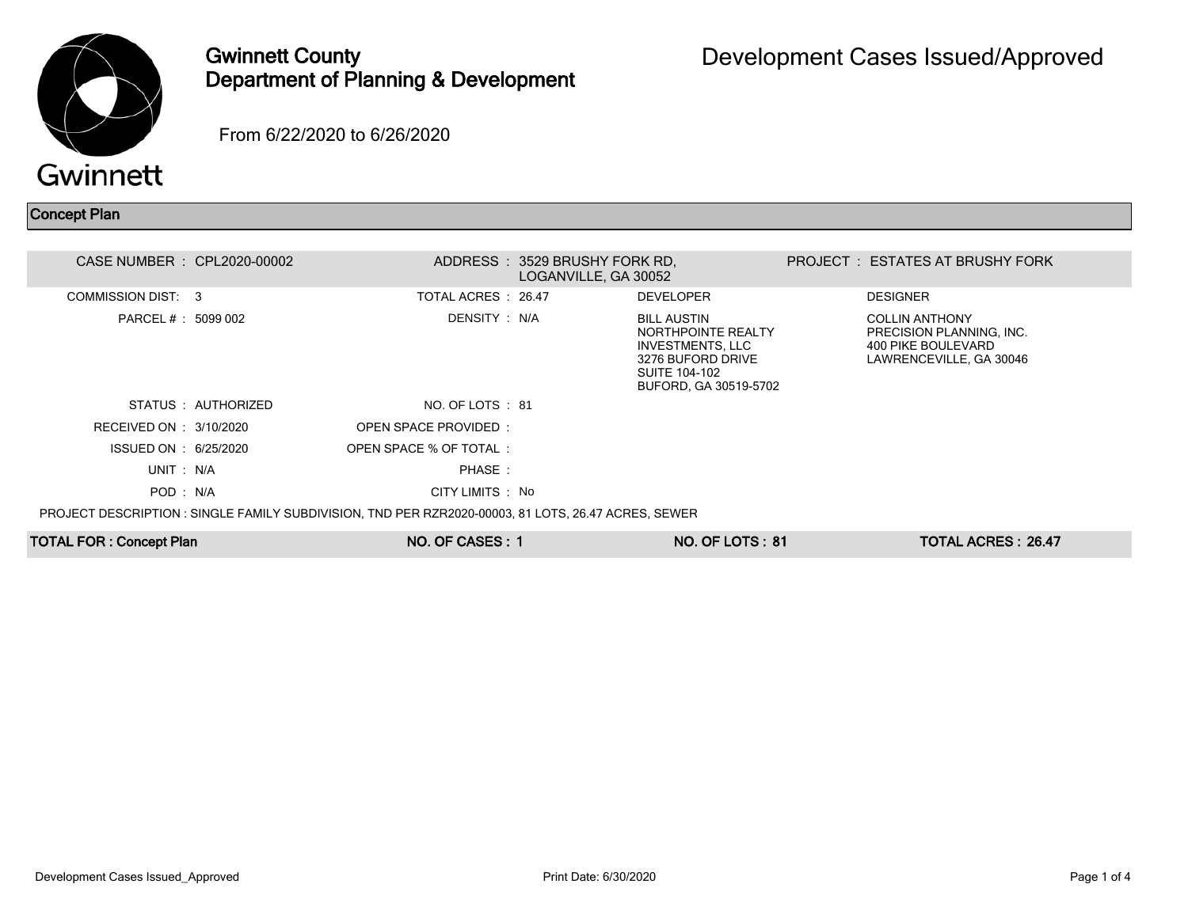# Gwinnett County Department of Planning & Development

# Development Cases Issued/Approved

From 6/22/2020 to 6/26/2020

## Concept Plan

| | | | | | | |
|---|---|---|---|---|---|---|
| CASE NUMBER : | CPL2020-00002 | ADDRESS : | 3529 BRUSHY FORK RD, LOGANVILLE, GA 30052 | | PROJECT : | ESTATES AT BRUSHY FORK |
| COMMISSION DIST: | 3 | TOTAL ACRES : | 26.47 | DEVELOPER | | DESIGNER |
| PARCEL # : | 5099 002 | DENSITY : | N/A | BILL AUSTIN NORTHPOINTE REALTY INVESTMENTS, LLC 3276 BUFORD DRIVE SUITE 104-102 BUFORD, GA 30519-5702 | | COLLIN ANTHONY PRECISION PLANNING, INC. 400 PIKE BOULEVARD LAWRENCEVILLE, GA 30046 |
| STATUS : | AUTHORIZED | NO. OF LOTS : | 81 | | | |
| RECEIVED ON : | 3/10/2020 | OPEN SPACE PROVIDED : | | | | |
| ISSUED ON : | 6/25/2020 | OPEN SPACE % OF TOTAL : | | | | |
| UNIT : | N/A | PHASE : | | | | |
| POD : | N/A | CITY LIMITS : | No | | | |

PROJECT DESCRIPTION : SINGLE FAMILY SUBDIVISION, TND PER RZR2020-00003, 81 LOTS, 26.47 ACRES, SEWER

| TOTAL FOR : Concept Plan | NO. OF CASES : 1 | NO. OF LOTS : 81 | TOTAL ACRES : 26.47 |
|---|---|---|---|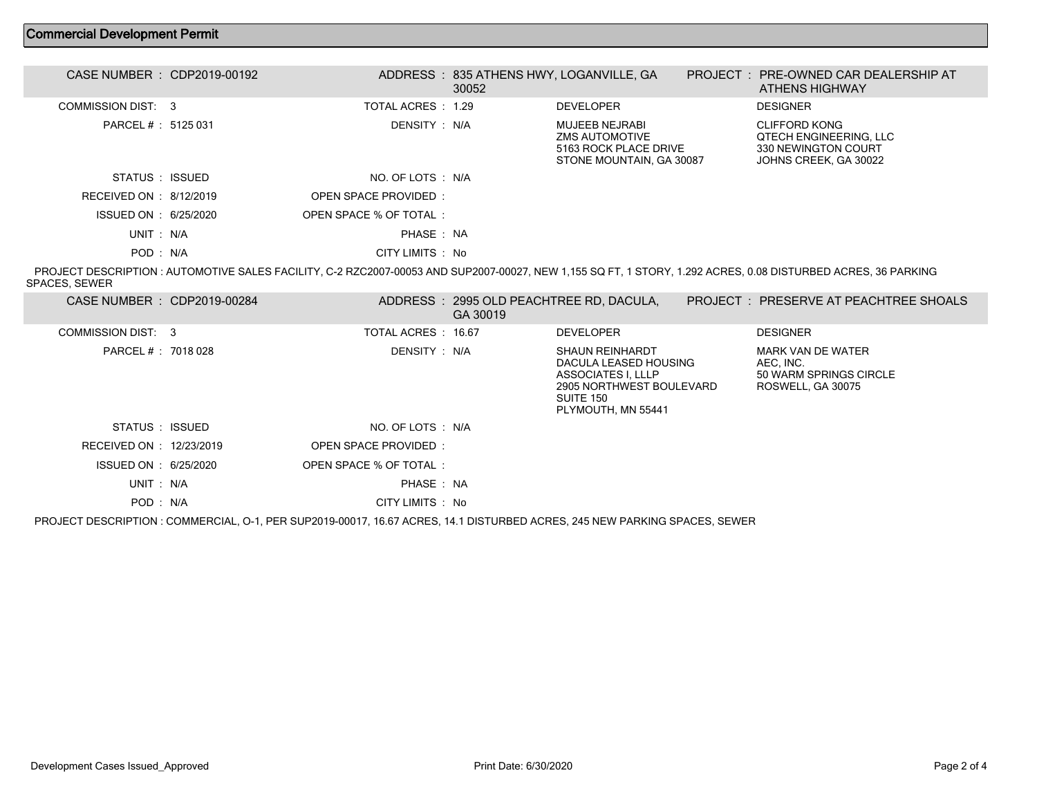## Commercial Development Permit

**CASE NUMBER :** CDP2019-00192 | **ADDRESS :** 835 ATHENS HWY, LOGANVILLE, GA 30052 | **PROJECT :** PRE-OWNED CAR DEALERSHIP AT ATHENS HIGHWAY

| | | | | | |
|---|---|---|---|---|---|
| COMMISSION DIST: | 3 | TOTAL ACRES : | 1.29 | DEVELOPER | DESIGNER |
| PARCEL # : | 5125 031 | DENSITY : | N/A | MUJEEB NEJRABI<br>ZMS AUTOMOTIVE<br>5163 ROCK PLACE DRIVE<br>STONE MOUNTAIN, GA 30087 | CLIFFORD KONG<br>QTECH ENGINEERING, LLC<br>330 NEWINGTON COURT<br>JOHNS CREEK, GA 30022 |
| STATUS : | ISSUED | NO. OF LOTS : | N/A | | |
| RECEIVED ON : | 8/12/2019 | OPEN SPACE PROVIDED : | | | |
| ISSUED ON : | 6/25/2020 | OPEN SPACE % OF TOTAL : | | | |
| UNIT : | N/A | PHASE : | NA | | |
| POD : | N/A | CITY LIMITS : | No | | |

PROJECT DESCRIPTION : AUTOMOTIVE SALES FACILITY, C-2 RZC2007-00053 AND SUP2007-00027, NEW 1,155 SQ FT, 1 STORY, 1.292 ACRES, 0.08 DISTURBED ACRES, 36 PARKING SPACES, SEWER

**CASE NUMBER :** CDP2019-00284 | **ADDRESS :** 2995 OLD PEACHTREE RD, DACULA, GA 30019 | **PROJECT :** PRESERVE AT PEACHTREE SHOALS

| | | | | | |
|---|---|---|---|---|---|
| COMMISSION DIST: | 3 | TOTAL ACRES : | 16.67 | DEVELOPER | DESIGNER |
| PARCEL # : | 7018 028 | DENSITY : | N/A | SHAUN REINHARDT<br>DACULA LEASED HOUSING ASSOCIATES I, LLLP<br>2905 NORTHWEST BOULEVARD<br>SUITE 150<br>PLYMOUTH, MN 55441 | MARK VAN DE WATER<br>AEC, INC.<br>50 WARM SPRINGS CIRCLE<br>ROSWELL, GA 30075 |
| STATUS : | ISSUED | NO. OF LOTS : | N/A | | |
| RECEIVED ON : | 12/23/2019 | OPEN SPACE PROVIDED : | | | |
| ISSUED ON : | 6/25/2020 | OPEN SPACE % OF TOTAL : | | | |
| UNIT : | N/A | PHASE : | NA | | |
| POD : | N/A | CITY LIMITS : | No | | |

PROJECT DESCRIPTION : COMMERCIAL, O-1, PER SUP2019-00017, 16.67 ACRES, 14.1 DISTURBED ACRES, 245 NEW PARKING SPACES, SEWER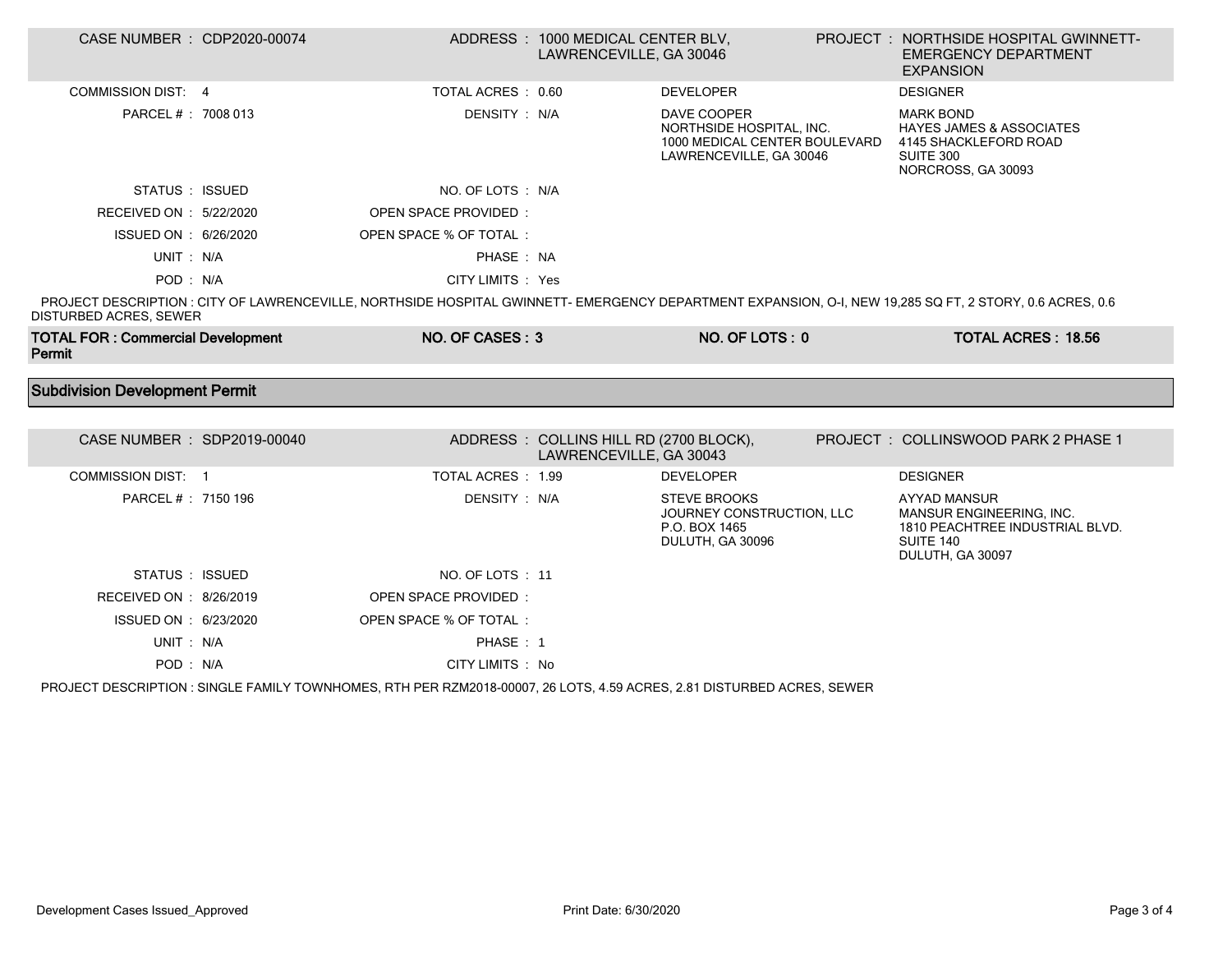| CASE NUMBER : CDP2020-00074 | ADDRESS : 1000 MEDICAL CENTER BLV, LAWRENCEVILLE, GA 30046 | | PROJECT : NORTHSIDE HOSPITAL GWINNETT- EMERGENCY DEPARTMENT EXPANSION |
|---|---|---|---|
| COMMISSION DIST: 4 | TOTAL ACRES : 0.60 | DEVELOPER | DESIGNER |
| PARCEL # : 7008 013 | DENSITY : N/A | DAVE COOPER<br>NORTHSIDE HOSPITAL, INC.<br>1000 MEDICAL CENTER BOULEVARD<br>LAWRENCEVILLE, GA 30046 | MARK BOND<br>HAYES JAMES & ASSOCIATES<br>4145 SHACKLEFORD ROAD<br>SUITE 300<br>NORCROSS, GA 30093 |
| STATUS : ISSUED | NO. OF LOTS : N/A | | |
| RECEIVED ON : 5/22/2020 | OPEN SPACE PROVIDED : | | |
| ISSUED ON : 6/26/2020 | OPEN SPACE % OF TOTAL : | | |
| UNIT : N/A | PHASE : NA | | |
| POD : N/A | CITY LIMITS : Yes | | |

PROJECT DESCRIPTION : CITY OF LAWRENCEVILLE, NORTHSIDE HOSPITAL GWINNETT- EMERGENCY DEPARTMENT EXPANSION, O-I, NEW 19,285 SQ FT, 2 STORY, 0.6 ACRES, 0.6 DISTURBED ACRES, SEWER

| **TOTAL FOR : Commercial Development Permit** | **NO. OF CASES : 3** | **NO. OF LOTS : 0** | **TOTAL ACRES : 18.56** |
|---|---|---|---|

## Subdivision Development Permit

| CASE NUMBER : SDP2019-00040 | ADDRESS : COLLINS HILL RD (2700 BLOCK), LAWRENCEVILLE, GA 30043 | | PROJECT : COLLINSWOOD PARK 2 PHASE 1 |
|---|---|---|---|
| COMMISSION DIST: 1 | TOTAL ACRES : 1.99 | DEVELOPER | DESIGNER |
| PARCEL # : 7150 196 | DENSITY : N/A | STEVE BROOKS<br>JOURNEY CONSTRUCTION, LLC<br>P.O. BOX 1465<br>DULUTH, GA 30096 | AYYAD MANSUR<br>MANSUR ENGINEERING, INC.<br>1810 PEACHTREE INDUSTRIAL BLVD.<br>SUITE 140<br>DULUTH, GA 30097 |
| STATUS : ISSUED | NO. OF LOTS : 11 | | |
| RECEIVED ON : 8/26/2019 | OPEN SPACE PROVIDED : | | |
| ISSUED ON : 6/23/2020 | OPEN SPACE % OF TOTAL : | | |
| UNIT : N/A | PHASE : 1 | | |
| POD : N/A | CITY LIMITS : No | | |

PROJECT DESCRIPTION : SINGLE FAMILY TOWNHOMES, RTH PER RZM2018-00007, 26 LOTS, 4.59 ACRES, 2.81 DISTURBED ACRES, SEWER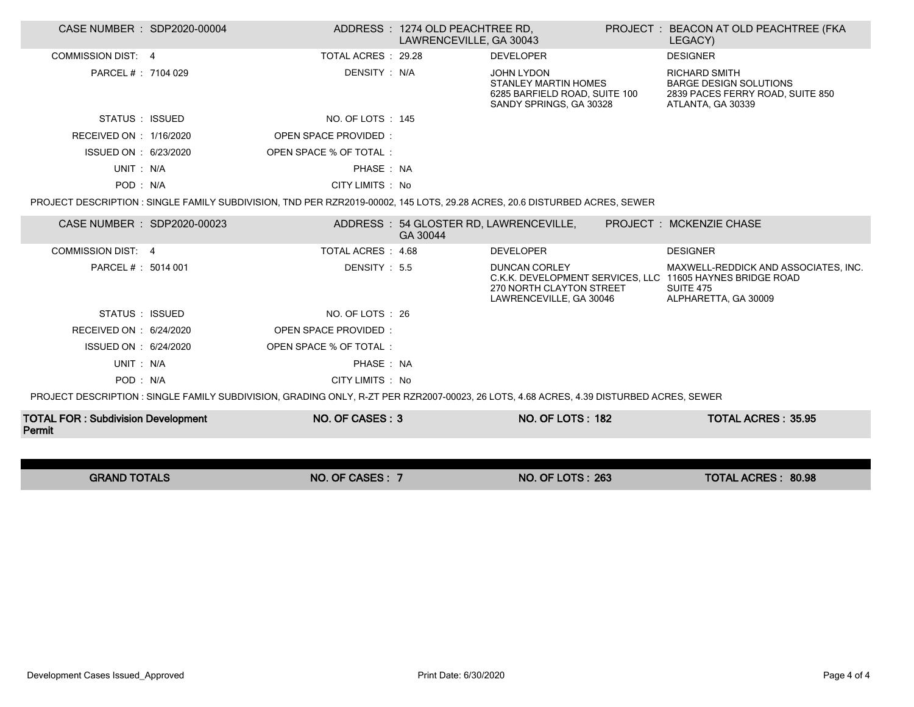| CASE NUMBER : SDP2020-00004 | | ADDRESS : 1274 OLD PEACHTREE RD, LAWRENCEVILLE, GA 30043 | PROJECT : BEACON AT OLD PEACHTREE (FKA LEGACY) |
|---|---|---|---|
| COMMISSION DIST: 4 | TOTAL ACRES : 29.28 | DEVELOPER | DESIGNER |
| PARCEL # : 7104 029 | DENSITY : N/A | JOHN LYDON<br>STANLEY MARTIN HOMES<br>6285 BARFIELD ROAD, SUITE 100<br>SANDY SPRINGS, GA 30328 | RICHARD SMITH<br>BARGE DESIGN SOLUTIONS<br>2839 PACES FERRY ROAD, SUITE 850<br>ATLANTA, GA 30339 |
| STATUS : ISSUED | NO. OF LOTS : 145 | | |
| RECEIVED ON : 1/16/2020 | OPEN SPACE PROVIDED : | | |
| ISSUED ON : 6/23/2020 | OPEN SPACE % OF TOTAL : | | |
| UNIT : N/A | PHASE : NA | | |
| POD : N/A | CITY LIMITS : No | | |

PROJECT DESCRIPTION : SINGLE FAMILY SUBDIVISION, TND PER RZR2019-00002, 145 LOTS, 29.28 ACRES, 20.6 DISTURBED ACRES, SEWER

| CASE NUMBER : SDP2020-00023 | | ADDRESS : 54 GLOSTER RD, LAWRENCEVILLE, GA 30044 | PROJECT : MCKENZIE CHASE |
|---|---|---|---|
| COMMISSION DIST: 4 | TOTAL ACRES : 4.68 | DEVELOPER | DESIGNER |
| PARCEL # : 5014 001 | DENSITY : 5.5 | DUNCAN CORLEY<br>C.K.K. DEVELOPMENT SERVICES, LLC<br>270 NORTH CLAYTON STREET<br>LAWRENCEVILLE, GA 30046 | MAXWELL-REDDICK AND ASSOCIATES, INC.<br>11605 HAYNES BRIDGE ROAD<br>SUITE 475<br>ALPHARETTA, GA 30009 |
| STATUS : ISSUED | NO. OF LOTS : 26 | | |
| RECEIVED ON : 6/24/2020 | OPEN SPACE PROVIDED : | | |
| ISSUED ON : 6/24/2020 | OPEN SPACE % OF TOTAL : | | |
| UNIT : N/A | PHASE : NA | | |
| POD : N/A | CITY LIMITS : No | | |

PROJECT DESCRIPTION : SINGLE FAMILY SUBDIVISION, GRADING ONLY, R-ZT PER RZR2007-00023, 26 LOTS, 4.68 ACRES, 4.39 DISTURBED ACRES, SEWER

| | | | |
|---|---|---|---|
| **TOTAL FOR : Subdivision Development Permit** | **NO. OF CASES : 3** | **NO. OF LOTS : 182** | **TOTAL ACRES : 35.95** |
| **GRAND TOTALS** | **NO. OF CASES : 7** | **NO. OF LOTS : 263** | **TOTAL ACRES : 80.98** |